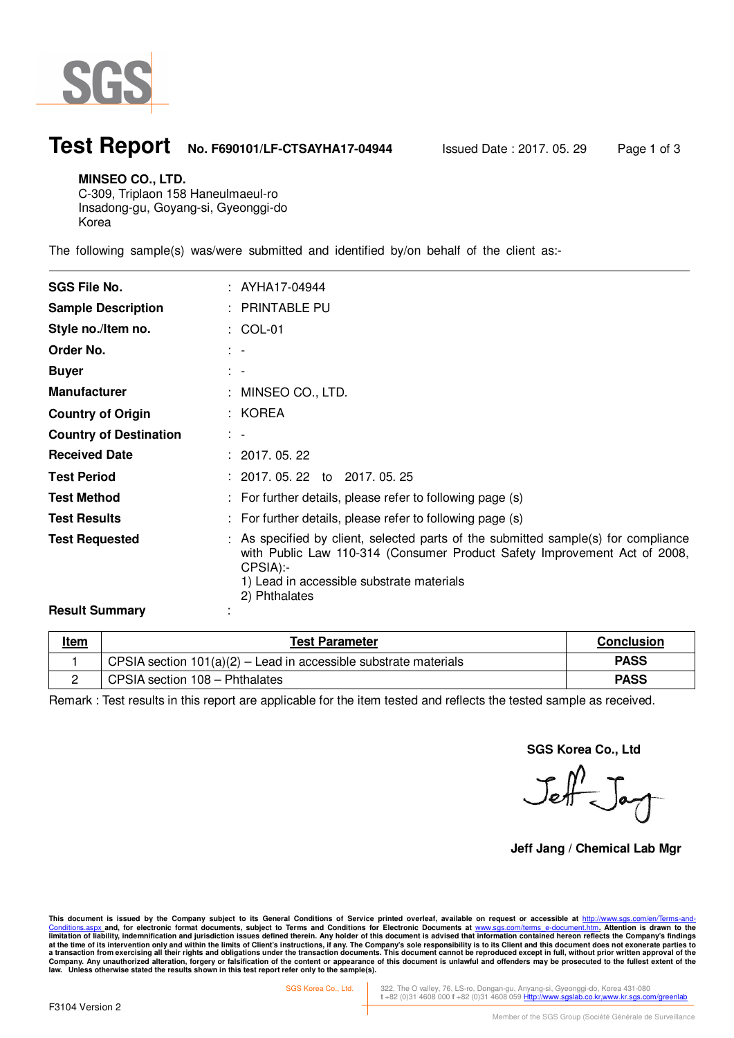SGS

# Test Report

**No. F690101/LF-CTSAYHA17-04944** Issued Date : 2017. 05. 29

**MINSEO CO., LTD.**
C-309, Triplaon 158 Haneulmaeul-ro
Insadong-gu, Goyang-si, Gyeonggi-do
Korea

The following sample(s) was/were submitted and identified by/on behalf of the client as:-

| | | |
|---|---|---|
| **SGS File No.** | : | AYHA17-04944 |
| **Sample Description** | : | PRINTABLE PU |
| **Style no./Item no.** | : | COL-01 |
| **Order No.** | : | - |
| **Buyer** | : | - |
| **Manufacturer** | : | MINSEO CO., LTD. |
| **Country of Origin** | : | KOREA |
| **Country of Destination** | : | - |
| **Received Date** | : | 2017. 05. 22 |
| **Test Period** | : | 2017. 05. 22 to 2017. 05. 25 |
| **Test Method** | : | For further details, please refer to following page (s) |
| **Test Results** | : | For further details, please refer to following page (s) |
| **Test Requested** | : | As specified by client, selected parts of the submitted sample(s) for compliance with Public Law 110-314 (Consumer Product Safety Improvement Act of 2008, CPSIA):-<br>1) Lead in accessible substrate materials<br>2) Phthalates |
| **Result Summary** | : | |

| Item | Test Parameter | Conclusion |
|---|---|---|
| 1 | CPSIA section 101(a)(2) – Lead in accessible substrate materials | **PASS** |
| 2 | CPSIA section 108 – Phthalates | **PASS** |

Remark : Test results in this report are applicable for the item tested and reflects the tested sample as received.

**SGS Korea Co., Ltd**

Jeff Jang

**Jeff Jang / Chemical Lab Mgr**

**This document is issued by the Company subject to its General Conditions of Service printed overleaf, available on request or accessible at http://www.sgs.com/en/Terms-and-Conditions.aspx and, for electronic format documents, subject to Terms and Conditions for Electronic Documents at www.sgs.com/terms_e-document.htm. Attention is drawn to the limitation of liability, indemnification and jurisdiction issues defined therein. Any holder of this document is advised that information contained hereon reflects the Company's findings at the time of its intervention only and within the limits of Client's instructions, if any. The Company's sole responsibility is to its Client and this document does not exonerate parties to a transaction from exercising all their rights and obligations under the transaction documents. This document cannot be reproduced except in full, without prior written approval of the Company. Any unauthorized alteration, forgery or falsification of the content or appearance of this document is unlawful and offenders may be prosecuted to the fullest extent of the law. Unless otherwise stated the results shown in this test report refer only to the sample(s).**

SGS Korea Co., Ltd. | 322, The O valley, 76, LS-ro, Dongan-gu, Anyang-si, Gyeonggi-do, Korea 431-080
t +82 (0)31 4608 000 f +82 (0)31 4608 059 Http://www.sgslab.co.kr,www.kr.sgs.com/greenlab

F3104 Version 2

Member of the SGS Group (Société Générale de Surveillance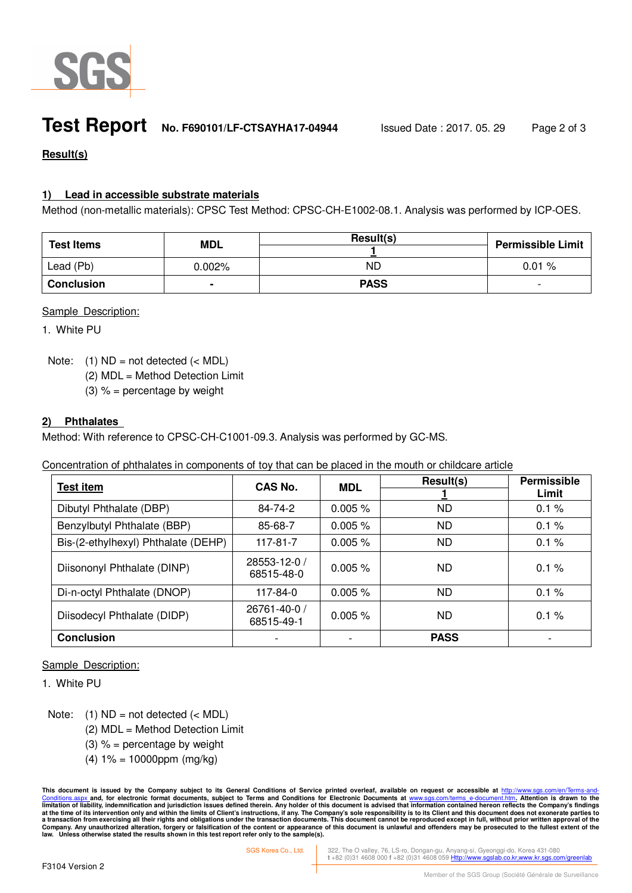# Test Report No. F690101/LF-CTSAYHA17-04944 Issued Date : 2017. 05. 29

**Result(s)**

**1) Lead in accessible substrate materials**

Method (non-metallic materials): CPSC Test Method: CPSC-CH-E1002-08.1. Analysis was performed by ICP-OES.

| Test Items | MDL | Result(s) 1 | Permissible Limit |
|---|---|---|---|
| Lead (Pb) | 0.002% | ND | 0.01 % |
| **Conclusion** | - | **PASS** | - |

Sample Description:

1. White PU

Note: (1) ND = not detected (< MDL)
(2) MDL = Method Detection Limit
(3) % = percentage by weight

**2) Phthalates**

Method: With reference to CPSC-CH-C1001-09.3. Analysis was performed by GC-MS.

Concentration of phthalates in components of toy that can be placed in the mouth or childcare article

| Test item | CAS No. | MDL | Result(s) 1 | Permissible Limit |
|---|---|---|---|---|
| Dibutyl Phthalate (DBP) | 84-74-2 | 0.005 % | ND | 0.1 % |
| Benzylbutyl Phthalate (BBP) | 85-68-7 | 0.005 % | ND | 0.1 % |
| Bis-(2-ethylhexyl) Phthalate (DEHP) | 117-81-7 | 0.005 % | ND | 0.1 % |
| Diisononyl Phthalate (DINP) | 28553-12-0 / 68515-48-0 | 0.005 % | ND | 0.1 % |
| Di-n-octyl Phthalate (DNOP) | 117-84-0 | 0.005 % | ND | 0.1 % |
| Diisodecyl Phthalate (DIDP) | 26761-40-0 / 68515-49-1 | 0.005 % | ND | 0.1 % |
| **Conclusion** | - | - | **PASS** | - |

Sample Description:

1. White PU

Note: (1) ND = not detected (< MDL)
(2) MDL = Method Detection Limit
(3) % = percentage by weight
(4) 1% = 10000ppm (mg/kg)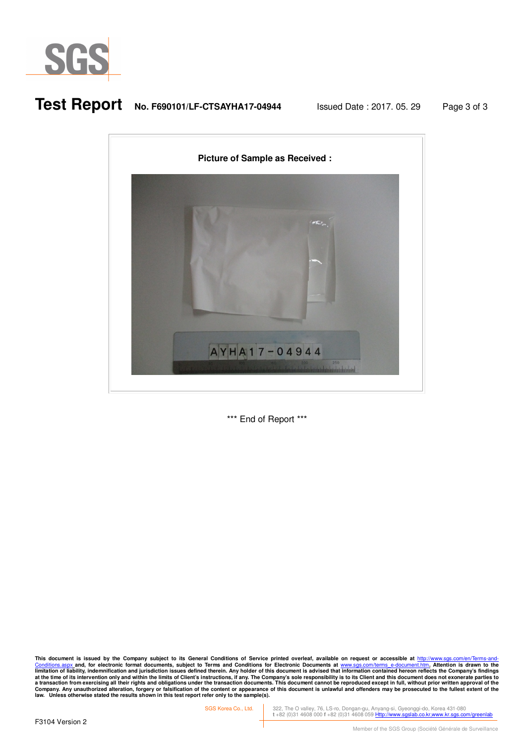# Test Report

**No. F690101/LF-CTSAYHA17-04944** Issued Date : 2017. 05. 29

**Picture of Sample as Received :**

*** End of Report ***

**This document is issued by the Company subject to its General Conditions of Service printed overleaf, available on request or accessible at http://www.sgs.com/en/Terms-and-Conditions.aspx and, for electronic format documents, subject to Terms and Conditions for Electronic Documents at www.sgs.com/terms_e-document.htm. Attention is drawn to the limitation of liability, indemnification and jurisdiction issues defined therein. Any holder of this document is advised that information contained hereon reflects the Company's findings at the time of its intervention only and within the limits of Client's instructions, if any. The Company's sole responsibility is to its Client and this document does not exonerate parties to a transaction from exercising all their rights and obligations under the transaction documents. This document cannot be reproduced except in full, without prior written approval of the Company. Any unauthorized alteration, forgery or falsification of the content or appearance of this document is unlawful and offenders may be prosecuted to the fullest extent of the law. Unless otherwise stated the results shown in this test report refer only to the sample(s).**

SGS Korea Co., Ltd. | 322, The O valley, 76, LS-ro, Dongan-gu, Anyang-si, Gyeonggi-do, Korea 431-080
t +82 (0)31 4608 000 f +82 (0)31 4608 059 Http://www.sgslab.co.kr,www.kr.sgs.com/greenlab

F3104 Version 2

Member of the SGS Group (Société Générale de Surveillance